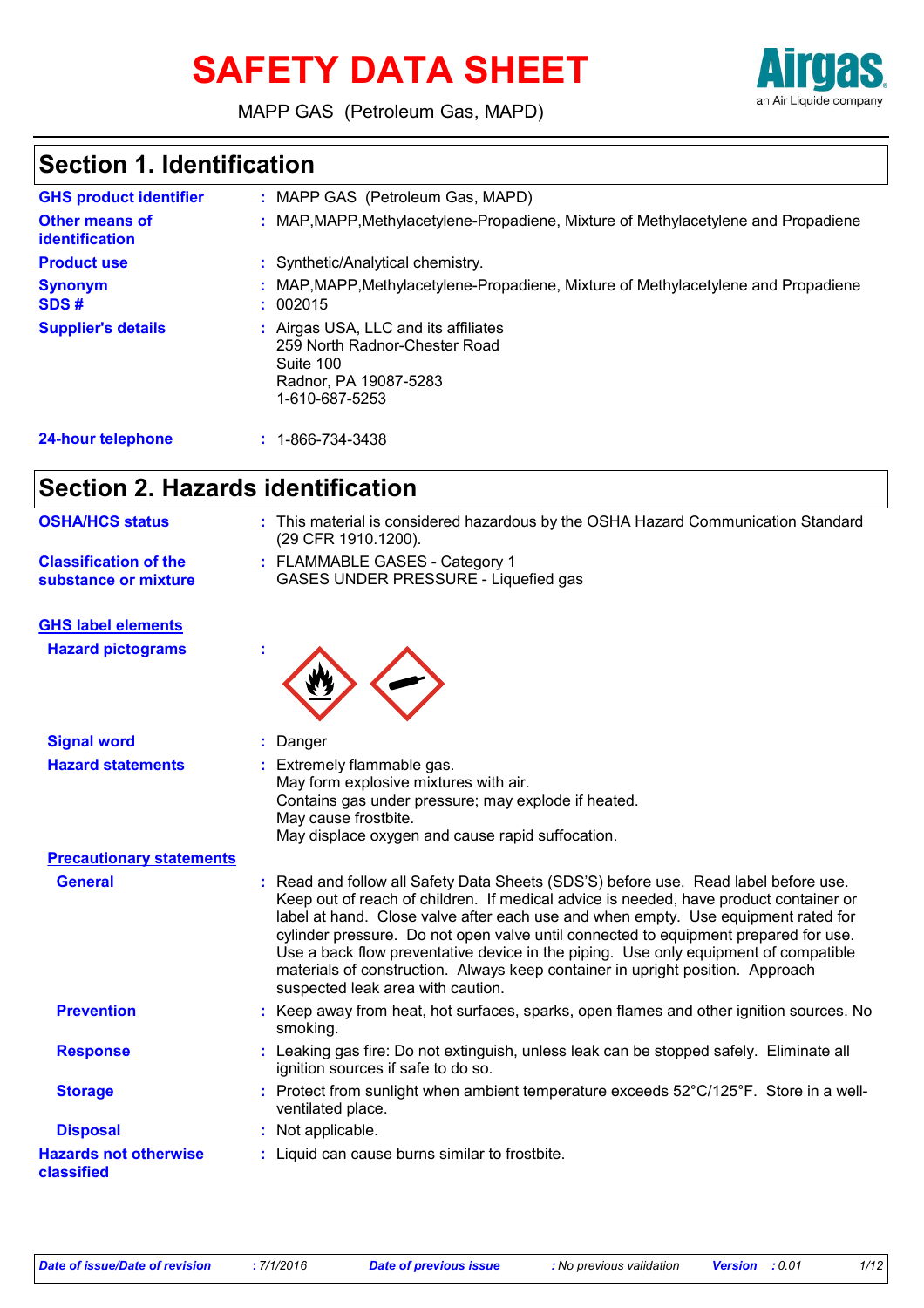# SAFETY DATA SHEET

MAPP GAS (Petroleum Gas, MAPD)

## Section 1. Identification

| | |
|---|---|
| **GHS product identifier** | : MAPP GAS (Petroleum Gas, MAPD) |
| **Other means of identification** | : MAP,MAPP,Methylacetylene-Propadiene, Mixture of Methylacetylene and Propadiene |
| **Product use** | : Synthetic/Analytical chemistry. |
| **Synonym** | : MAP,MAPP,Methylacetylene-Propadiene, Mixture of Methylacetylene and Propadiene |
| **SDS #** | : 002015 |
| **Supplier's details** | : Airgas USA, LLC and its affiliates<br>259 North Radnor-Chester Road<br>Suite 100<br>Radnor, PA 19087-5283<br>1-610-687-5253 |
| **24-hour telephone** | : 1-866-734-3438 |

## Section 2. Hazards identification

| | |
|---|---|
| **OSHA/HCS status** | : This material is considered hazardous by the OSHA Hazard Communication Standard (29 CFR 1910.1200). |
| **Classification of the substance or mixture** | : FLAMMABLE GASES - Category 1<br>GASES UNDER PRESSURE - Liquefied gas |

**GHS label elements**

| | |
|---|---|
| **Hazard pictograms** | : |
| **Signal word** | : Danger |
| **Hazard statements** | : Extremely flammable gas.<br>May form explosive mixtures with air.<br>Contains gas under pressure; may explode if heated.<br>May cause frostbite.<br>May displace oxygen and cause rapid suffocation. |

**Precautionary statements**

| | |
|---|---|
| **General** | : Read and follow all Safety Data Sheets (SDS'S) before use. Read label before use. Keep out of reach of children. If medical advice is needed, have product container or label at hand. Close valve after each use and when empty. Use equipment rated for cylinder pressure. Do not open valve until connected to equipment prepared for use. Use a back flow preventative device in the piping. Use only equipment of compatible materials of construction. Always keep container in upright position. Approach suspected leak area with caution. |
| **Prevention** | : Keep away from heat, hot surfaces, sparks, open flames and other ignition sources. No smoking. |
| **Response** | : Leaking gas fire: Do not extinguish, unless leak can be stopped safely. Eliminate all ignition sources if safe to do so. |
| **Storage** | : Protect from sunlight when ambient temperature exceeds 52°C/125°F. Store in a well-ventilated place. |
| **Disposal** | : Not applicable. |
| **Hazards not otherwise classified** | : Liquid can cause burns similar to frostbite. |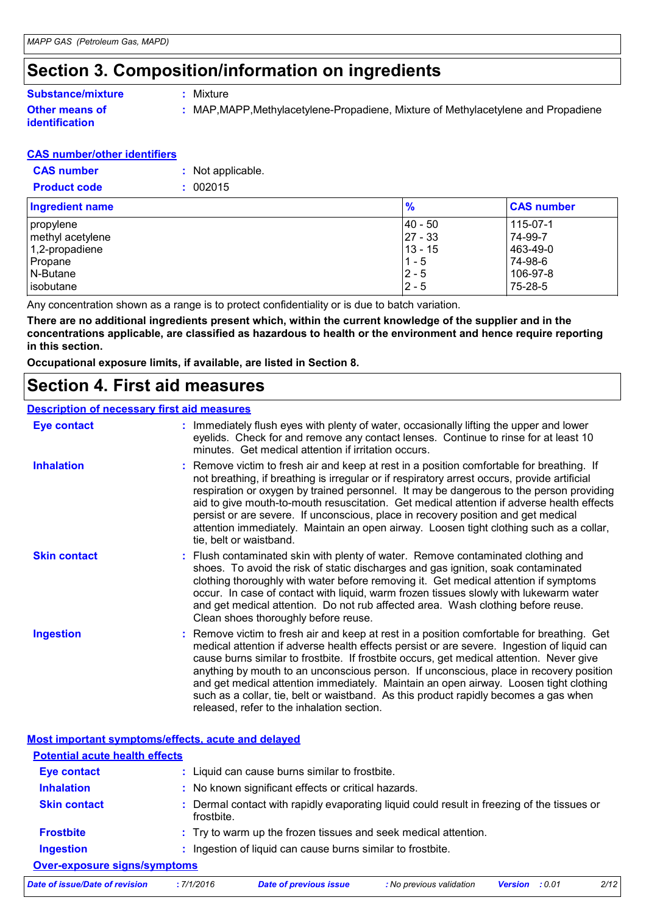# Section 3. Composition/information on ingredients

**Substance/mixture** : Mixture

**Other means of identification** : MAP,MAPP,Methylacetylene-Propadiene, Mixture of Methylacetylene and Propadiene

**CAS number/other identifiers**

**CAS number** : Not applicable.

**Product code** : 002015

| Ingredient name | % | CAS number |
|---|---|---|
| propylene | 40 - 50 | 115-07-1 |
| methyl acetylene | 27 - 33 | 74-99-7 |
| 1,2-propadiene | 13 - 15 | 463-49-0 |
| Propane | 1 - 5 | 74-98-6 |
| N-Butane | 2 - 5 | 106-97-8 |
| isobutane | 2 - 5 | 75-28-5 |

Any concentration shown as a range is to protect confidentiality or is due to batch variation.

**There are no additional ingredients present which, within the current knowledge of the supplier and in the concentrations applicable, are classified as hazardous to health or the environment and hence require reporting in this section.**

**Occupational exposure limits, if available, are listed in Section 8.**

# Section 4. First aid measures

**Description of necessary first aid measures**

**Eye contact** : Immediately flush eyes with plenty of water, occasionally lifting the upper and lower eyelids. Check for and remove any contact lenses. Continue to rinse for at least 10 minutes. Get medical attention if irritation occurs.

**Inhalation** : Remove victim to fresh air and keep at rest in a position comfortable for breathing. If not breathing, if breathing is irregular or if respiratory arrest occurs, provide artificial respiration or oxygen by trained personnel. It may be dangerous to the person providing aid to give mouth-to-mouth resuscitation. Get medical attention if adverse health effects persist or are severe. If unconscious, place in recovery position and get medical attention immediately. Maintain an open airway. Loosen tight clothing such as a collar, tie, belt or waistband.

**Skin contact** : Flush contaminated skin with plenty of water. Remove contaminated clothing and shoes. To avoid the risk of static discharges and gas ignition, soak contaminated clothing thoroughly with water before removing it. Get medical attention if symptoms occur. In case of contact with liquid, warm frozen tissues slowly with lukewarm water and get medical attention. Do not rub affected area. Wash clothing before reuse. Clean shoes thoroughly before reuse.

**Ingestion** : Remove victim to fresh air and keep at rest in a position comfortable for breathing. Get medical attention if adverse health effects persist or are severe. Ingestion of liquid can cause burns similar to frostbite. If frostbite occurs, get medical attention. Never give anything by mouth to an unconscious person. If unconscious, place in recovery position and get medical attention immediately. Maintain an open airway. Loosen tight clothing such as a collar, tie, belt or waistband. As this product rapidly becomes a gas when released, refer to the inhalation section.

**Most important symptoms/effects, acute and delayed**

**Potential acute health effects**

**Eye contact** : Liquid can cause burns similar to frostbite.

**Inhalation** : No known significant effects or critical hazards.

**Skin contact** : Dermal contact with rapidly evaporating liquid could result in freezing of the tissues or frostbite.

**Frostbite** : Try to warm up the frozen tissues and seek medical attention.

**Ingestion** : Ingestion of liquid can cause burns similar to frostbite.

**Over-exposure signs/symptoms**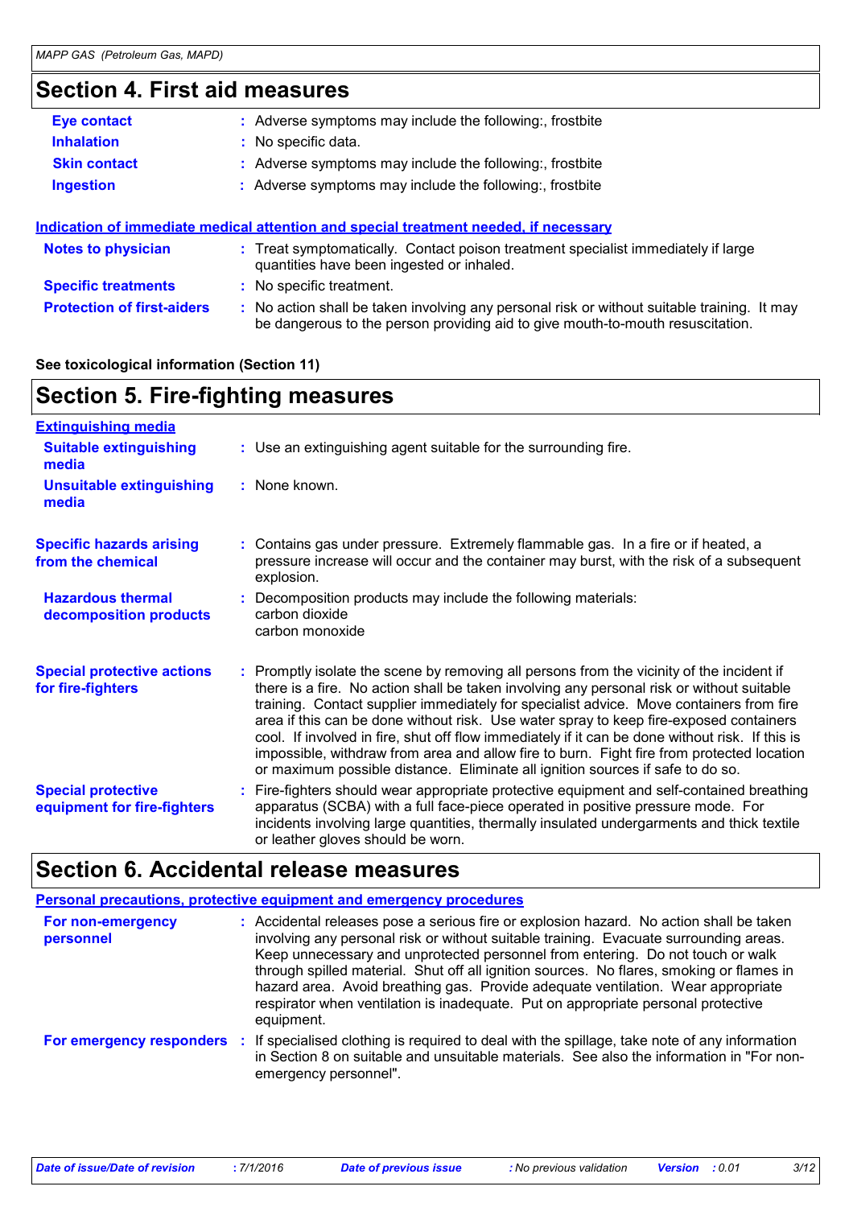## Section 4. First aid measures

| | |
|---|---|
| **Eye contact** | : Adverse symptoms may include the following:, frostbite |
| **Inhalation** | : No specific data. |
| **Skin contact** | : Adverse symptoms may include the following:, frostbite |
| **Ingestion** | : Adverse symptoms may include the following:, frostbite |

**Indication of immediate medical attention and special treatment needed, if necessary**

| | |
|---|---|
| **Notes to physician** | : Treat symptomatically. Contact poison treatment specialist immediately if large quantities have been ingested or inhaled. |
| **Specific treatments** | : No specific treatment. |
| **Protection of first-aiders** | : No action shall be taken involving any personal risk or without suitable training. It may be dangerous to the person providing aid to give mouth-to-mouth resuscitation. |

**See toxicological information (Section 11)**

## Section 5. Fire-fighting measures

**Extinguishing media**

| | |
|---|---|
| **Suitable extinguishing media** | : Use an extinguishing agent suitable for the surrounding fire. |
| **Unsuitable extinguishing media** | : None known. |

| | |
|---|---|
| **Specific hazards arising from the chemical** | : Contains gas under pressure. Extremely flammable gas. In a fire or if heated, a pressure increase will occur and the container may burst, with the risk of a subsequent explosion. |
| **Hazardous thermal decomposition products** | : Decomposition products may include the following materials: carbon dioxide carbon monoxide |
| **Special protective actions for fire-fighters** | : Promptly isolate the scene by removing all persons from the vicinity of the incident if there is a fire. No action shall be taken involving any personal risk or without suitable training. Contact supplier immediately for specialist advice. Move containers from fire area if this can be done without risk. Use water spray to keep fire-exposed containers cool. If involved in fire, shut off flow immediately if it can be done without risk. If this is impossible, withdraw from area and allow fire to burn. Fight fire from protected location or maximum possible distance. Eliminate all ignition sources if safe to do so. |
| **Special protective equipment for fire-fighters** | : Fire-fighters should wear appropriate protective equipment and self-contained breathing apparatus (SCBA) with a full face-piece operated in positive pressure mode. For incidents involving large quantities, thermally insulated undergarments and thick textile or leather gloves should be worn. |

## Section 6. Accidental release measures

**Personal precautions, protective equipment and emergency procedures**

| | |
|---|---|
| **For non-emergency personnel** | : Accidental releases pose a serious fire or explosion hazard. No action shall be taken involving any personal risk or without suitable training. Evacuate surrounding areas. Keep unnecessary and unprotected personnel from entering. Do not touch or walk through spilled material. Shut off all ignition sources. No flares, smoking or flames in hazard area. Avoid breathing gas. Provide adequate ventilation. Wear appropriate respirator when ventilation is inadequate. Put on appropriate personal protective equipment. |
| **For emergency responders** | : If specialised clothing is required to deal with the spillage, take note of any information in Section 8 on suitable and unsuitable materials. See also the information in "For non-emergency personnel". |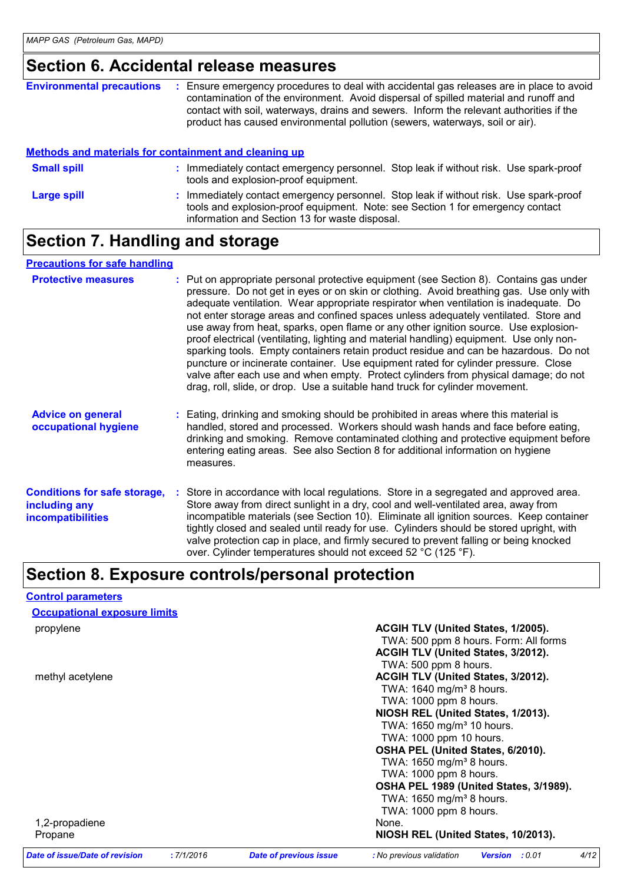## Section 6. Accidental release measures

**Environmental precautions** : Ensure emergency procedures to deal with accidental gas releases are in place to avoid contamination of the environment. Avoid dispersal of spilled material and runoff and contact with soil, waterways, drains and sewers. Inform the relevant authorities if the product has caused environmental pollution (sewers, waterways, soil or air).

**Methods and materials for containment and cleaning up**

**Small spill** : Immediately contact emergency personnel. Stop leak if without risk. Use spark-proof tools and explosion-proof equipment.

**Large spill** : Immediately contact emergency personnel. Stop leak if without risk. Use spark-proof tools and explosion-proof equipment. Note: see Section 1 for emergency contact information and Section 13 for waste disposal.

## Section 7. Handling and storage

**Precautions for safe handling**

**Protective measures** : Put on appropriate personal protective equipment (see Section 8). Contains gas under pressure. Do not get in eyes or on skin or clothing. Avoid breathing gas. Use only with adequate ventilation. Wear appropriate respirator when ventilation is inadequate. Do not enter storage areas and confined spaces unless adequately ventilated. Store and use away from heat, sparks, open flame or any other ignition source. Use explosion-proof electrical (ventilating, lighting and material handling) equipment. Use only non-sparking tools. Empty containers retain product residue and can be hazardous. Do not puncture or incinerate container. Use equipment rated for cylinder pressure. Close valve after each use and when empty. Protect cylinders from physical damage; do not drag, roll, slide, or drop. Use a suitable hand truck for cylinder movement.

**Advice on general occupational hygiene** : Eating, drinking and smoking should be prohibited in areas where this material is handled, stored and processed. Workers should wash hands and face before eating, drinking and smoking. Remove contaminated clothing and protective equipment before entering eating areas. See also Section 8 for additional information on hygiene measures.

**Conditions for safe storage, including any incompatibilities** : Store in accordance with local regulations. Store in a segregated and approved area. Store away from direct sunlight in a dry, cool and well-ventilated area, away from incompatible materials (see Section 10). Eliminate all ignition sources. Keep container tightly closed and sealed until ready for use. Cylinders should be stored upright, with valve protection cap in place, and firmly secured to prevent falling or being knocked over. Cylinder temperatures should not exceed 52 °C (125 °F).

## Section 8. Exposure controls/personal protection

**Control parameters**

**Occupational exposure limits**

| | |
|---|---|
| propylene | **ACGIH TLV (United States, 1/2005).**<br>TWA: 500 ppm 8 hours. Form: All forms<br>**ACGIH TLV (United States, 3/2012).**<br>TWA: 500 ppm 8 hours. |
| methyl acetylene | **ACGIH TLV (United States, 3/2012).**<br>TWA: 1640 mg/m³ 8 hours.<br>TWA: 1000 ppm 8 hours.<br>**NIOSH REL (United States, 1/2013).**<br>TWA: 1650 mg/m³ 10 hours.<br>TWA: 1000 ppm 10 hours.<br>**OSHA PEL (United States, 6/2010).**<br>TWA: 1650 mg/m³ 8 hours.<br>TWA: 1000 ppm 8 hours.<br>**OSHA PEL 1989 (United States, 3/1989).**<br>TWA: 1650 mg/m³ 8 hours.<br>TWA: 1000 ppm 8 hours. |
| 1,2-propadiene | None. |
| Propane | **NIOSH REL (United States, 10/2013).** |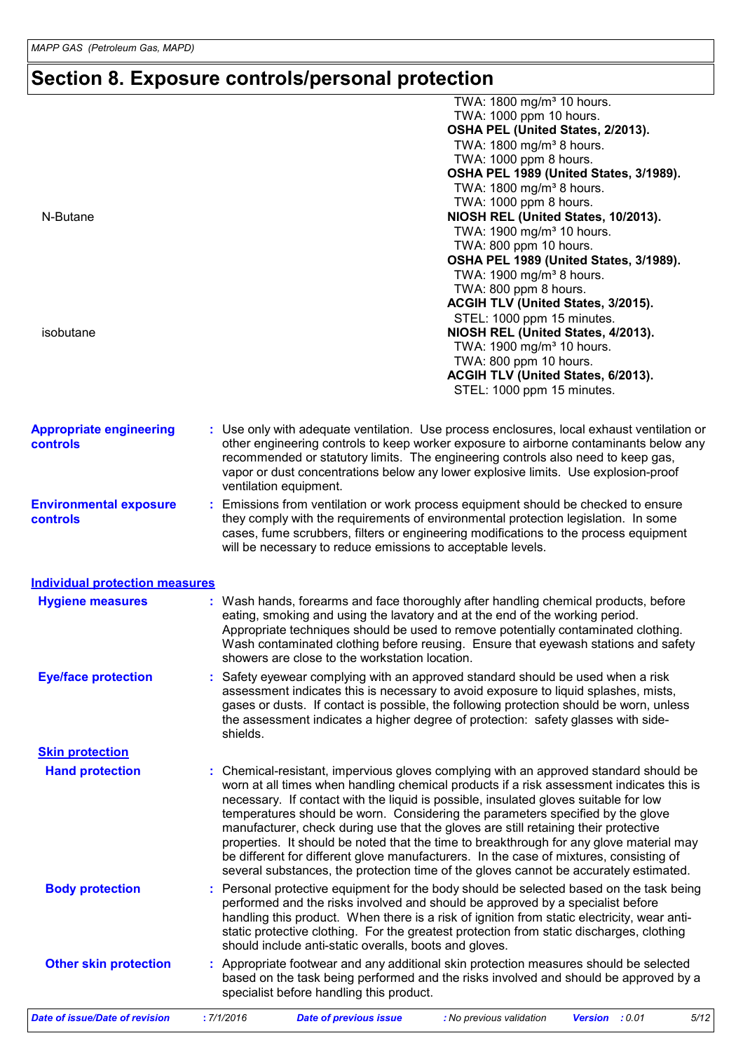# Section 8. Exposure controls/personal protection

| | |
|---|---|
| | TWA: 1800 mg/m³ 10 hours. |
| | TWA: 1000 ppm 10 hours. |
| | **OSHA PEL (United States, 2/2013).** |
| | TWA: 1800 mg/m³ 8 hours. |
| | TWA: 1000 ppm 8 hours. |
| | **OSHA PEL 1989 (United States, 3/1989).** |
| | TWA: 1800 mg/m³ 8 hours. |
| | TWA: 1000 ppm 8 hours. |
| N-Butane | **NIOSH REL (United States, 10/2013).** |
| | TWA: 1900 mg/m³ 10 hours. |
| | TWA: 800 ppm 10 hours. |
| | **OSHA PEL 1989 (United States, 3/1989).** |
| | TWA: 1900 mg/m³ 8 hours. |
| | TWA: 800 ppm 8 hours. |
| | **ACGIH TLV (United States, 3/2015).** |
| | STEL: 1000 ppm 15 minutes. |
| isobutane | **NIOSH REL (United States, 4/2013).** |
| | TWA: 1900 mg/m³ 10 hours. |
| | TWA: 800 ppm 10 hours. |
| | **ACGIH TLV (United States, 6/2013).** |
| | STEL: 1000 ppm 15 minutes. |

**Appropriate engineering controls** : Use only with adequate ventilation. Use process enclosures, local exhaust ventilation or other engineering controls to keep worker exposure to airborne contaminants below any recommended or statutory limits. The engineering controls also need to keep gas, vapor or dust concentrations below any lower explosive limits. Use explosion-proof ventilation equipment.

**Environmental exposure controls** : Emissions from ventilation or work process equipment should be checked to ensure they comply with the requirements of environmental protection legislation. In some cases, fume scrubbers, filters or engineering modifications to the process equipment will be necessary to reduce emissions to acceptable levels.

## Individual protection measures

**Hygiene measures** : Wash hands, forearms and face thoroughly after handling chemical products, before eating, smoking and using the lavatory and at the end of the working period. Appropriate techniques should be used to remove potentially contaminated clothing. Wash contaminated clothing before reusing. Ensure that eyewash stations and safety showers are close to the workstation location.

**Eye/face protection** : Safety eyewear complying with an approved standard should be used when a risk assessment indicates this is necessary to avoid exposure to liquid splashes, mists, gases or dusts. If contact is possible, the following protection should be worn, unless the assessment indicates a higher degree of protection: safety glasses with side-shields.

### Skin protection

**Hand protection** : Chemical-resistant, impervious gloves complying with an approved standard should be worn at all times when handling chemical products if a risk assessment indicates this is necessary. If contact with the liquid is possible, insulated gloves suitable for low temperatures should be worn. Considering the parameters specified by the glove manufacturer, check during use that the gloves are still retaining their protective properties. It should be noted that the time to breakthrough for any glove material may be different for different glove manufacturers. In the case of mixtures, consisting of several substances, the protection time of the gloves cannot be accurately estimated.

**Body protection** : Personal protective equipment for the body should be selected based on the task being performed and the risks involved and should be approved by a specialist before handling this product. When there is a risk of ignition from static electricity, wear anti-static protective clothing. For the greatest protection from static discharges, clothing should include anti-static overalls, boots and gloves.

**Other skin protection** : Appropriate footwear and any additional skin protection measures should be selected based on the task being performed and the risks involved and should be approved by a specialist before handling this product.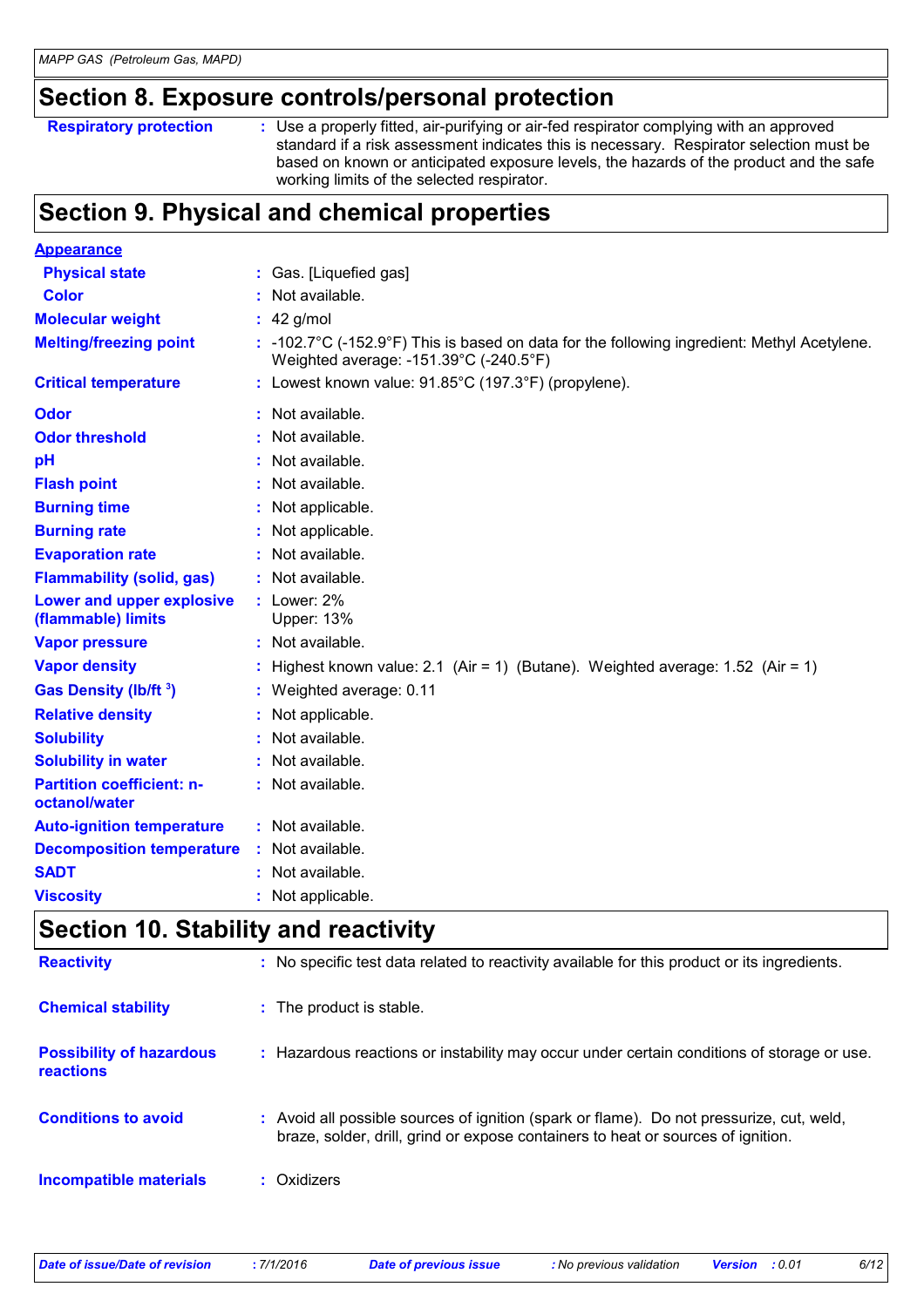## Section 8. Exposure controls/personal protection

| | |
|---|---|
| **Respiratory protection** | : Use a properly fitted, air-purifying or air-fed respirator complying with an approved standard if a risk assessment indicates this is necessary. Respirator selection must be based on known or anticipated exposure levels, the hazards of the product and the safe working limits of the selected respirator. |

## Section 9. Physical and chemical properties

**Appearance**

| | |
|---|---|
| **Physical state** | : Gas. [Liquefied gas] |
| **Color** | : Not available. |
| **Molecular weight** | : 42 g/mol |
| **Melting/freezing point** | : -102.7°C (-152.9°F) This is based on data for the following ingredient: Methyl Acetylene. Weighted average: -151.39°C (-240.5°F) |
| **Critical temperature** | : Lowest known value: 91.85°C (197.3°F) (propylene). |
| **Odor** | : Not available. |
| **Odor threshold** | : Not available. |
| **pH** | : Not available. |
| **Flash point** | : Not available. |
| **Burning time** | : Not applicable. |
| **Burning rate** | : Not applicable. |
| **Evaporation rate** | : Not available. |
| **Flammability (solid, gas)** | : Not available. |
| **Lower and upper explosive (flammable) limits** | : Lower: 2% Upper: 13% |
| **Vapor pressure** | : Not available. |
| **Vapor density** | : Highest known value: 2.1 (Air = 1) (Butane). Weighted average: 1.52 (Air = 1) |
| **Gas Density (lb/ft $^3$)** | : Weighted average: 0.11 |
| **Relative density** | : Not applicable. |
| **Solubility** | : Not available. |
| **Solubility in water** | : Not available. |
| **Partition coefficient: n-octanol/water** | : Not available. |
| **Auto-ignition temperature** | : Not available. |
| **Decomposition temperature** | : Not available. |
| **SADT** | : Not available. |
| **Viscosity** | : Not applicable. |

## Section 10. Stability and reactivity

| | |
|---|---|
| **Reactivity** | : No specific test data related to reactivity available for this product or its ingredients. |
| **Chemical stability** | : The product is stable. |
| **Possibility of hazardous reactions** | : Hazardous reactions or instability may occur under certain conditions of storage or use. |
| **Conditions to avoid** | : Avoid all possible sources of ignition (spark or flame). Do not pressurize, cut, weld, braze, solder, drill, grind or expose containers to heat or sources of ignition. |
| **Incompatible materials** | : Oxidizers |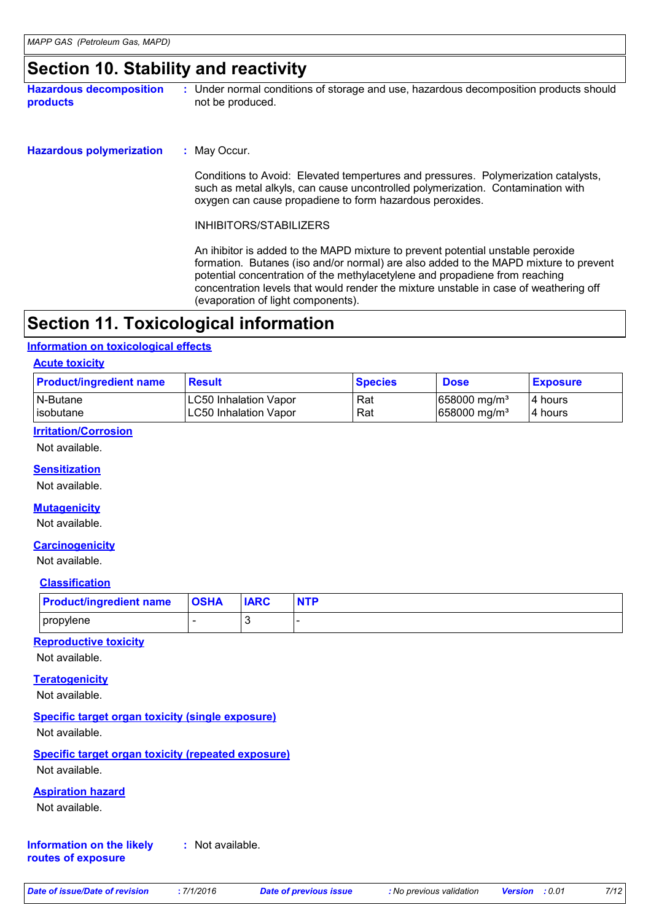# Section 10. Stability and reactivity

**Hazardous decomposition products** : Under normal conditions of storage and use, hazardous decomposition products should not be produced.

**Hazardous polymerization** : May Occur.

Conditions to Avoid: Elevated tempertures and pressures. Polymerization catalysts, such as metal alkyls, can cause uncontrolled polymerization. Contamination with oxygen can cause propadiene to form hazardous peroxides.

INHIBITORS/STABILIZERS

An ihibitor is added to the MAPD mixture to prevent potential unstable peroxide formation. Butanes (iso and/or normal) are also added to the MAPD mixture to prevent potential concentration of the methylacetylene and propadiene from reaching concentration levels that would render the mixture unstable in case of weathering off (evaporation of light components).

# Section 11. Toxicological information

## Information on toxicological effects

### Acute toxicity

| Product/ingredient name | Result | Species | Dose | Exposure |
|---|---|---|---|---|
| N-Butane | LC50 Inhalation Vapor | Rat | 658000 mg/m³ | 4 hours |
| isobutane | LC50 Inhalation Vapor | Rat | 658000 mg/m³ | 4 hours |

### Irritation/Corrosion

Not available.

### Sensitization

Not available.

### Mutagenicity

Not available.

### Carcinogenicity

Not available.

### Classification

| Product/ingredient name | OSHA | IARC | NTP |
|---|---|---|---|
| propylene | - | 3 | - |

### Reproductive toxicity

Not available.

### Teratogenicity

Not available.

### Specific target organ toxicity (single exposure)

Not available.

### Specific target organ toxicity (repeated exposure)

Not available.

### Aspiration hazard

Not available.

**Information on the likely routes of exposure** : Not available.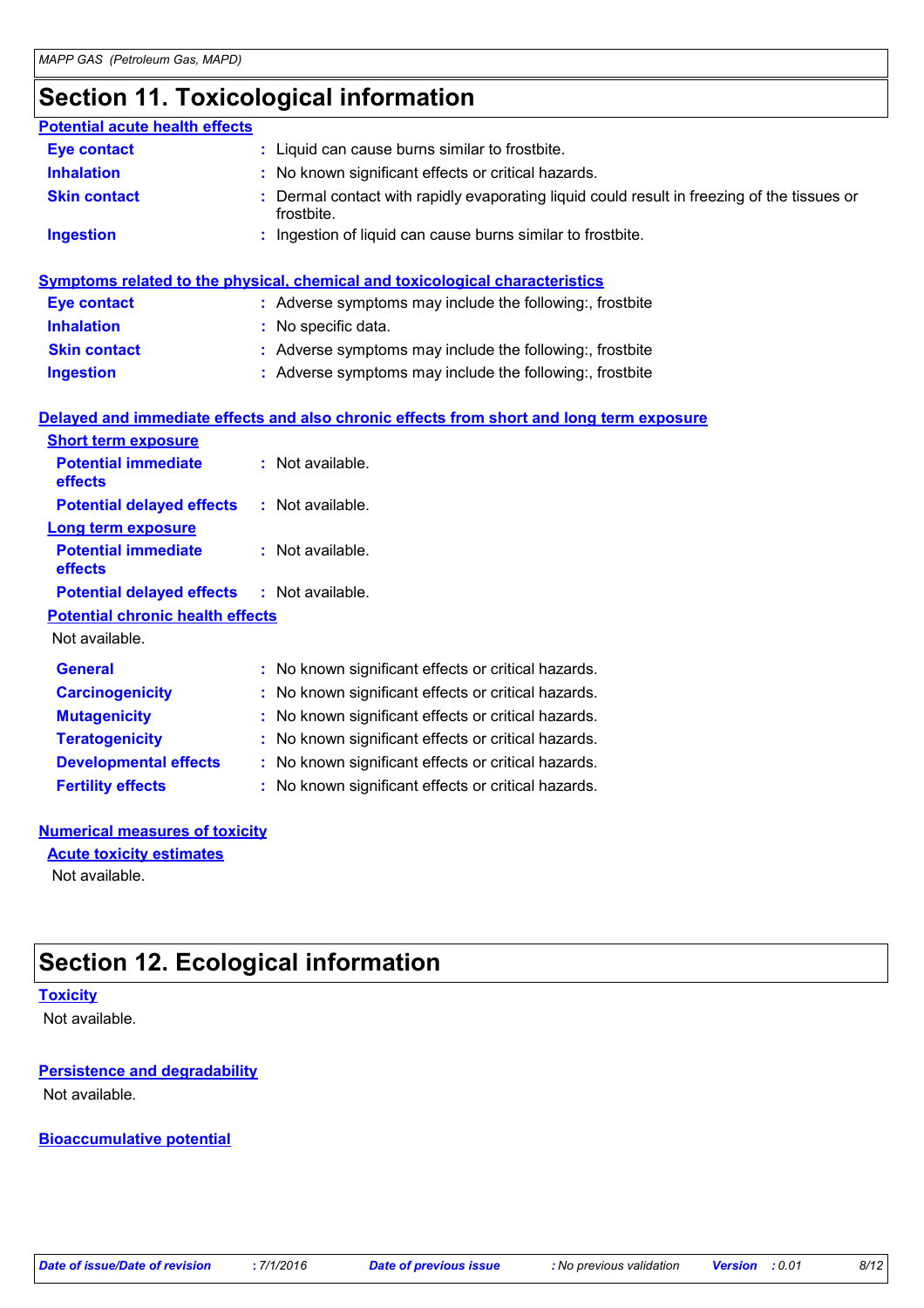## Section 11. Toxicological information

### Potential acute health effects

| | |
|---|---|
| **Eye contact** | : Liquid can cause burns similar to frostbite. |
| **Inhalation** | : No known significant effects or critical hazards. |
| **Skin contact** | : Dermal contact with rapidly evaporating liquid could result in freezing of the tissues or frostbite. |
| **Ingestion** | : Ingestion of liquid can cause burns similar to frostbite. |

### Symptoms related to the physical, chemical and toxicological characteristics

| | |
|---|---|
| **Eye contact** | : Adverse symptoms may include the following:, frostbite |
| **Inhalation** | : No specific data. |
| **Skin contact** | : Adverse symptoms may include the following:, frostbite |
| **Ingestion** | : Adverse symptoms may include the following:, frostbite |

### Delayed and immediate effects and also chronic effects from short and long term exposure

**Short term exposure**

| | |
|---|---|
| **Potential immediate effects** | : Not available. |
| **Potential delayed effects** | : Not available. |

**Long term exposure**

| | |
|---|---|
| **Potential immediate effects** | : Not available. |
| **Potential delayed effects** | : Not available. |

**Potential chronic health effects**

Not available.

| | |
|---|---|
| **General** | : No known significant effects or critical hazards. |
| **Carcinogenicity** | : No known significant effects or critical hazards. |
| **Mutagenicity** | : No known significant effects or critical hazards. |
| **Teratogenicity** | : No known significant effects or critical hazards. |
| **Developmental effects** | : No known significant effects or critical hazards. |
| **Fertility effects** | : No known significant effects or critical hazards. |

### Numerical measures of toxicity

**Acute toxicity estimates**

Not available.

## Section 12. Ecological information

### Toxicity

Not available.

### Persistence and degradability

Not available.

### Bioaccumulative potential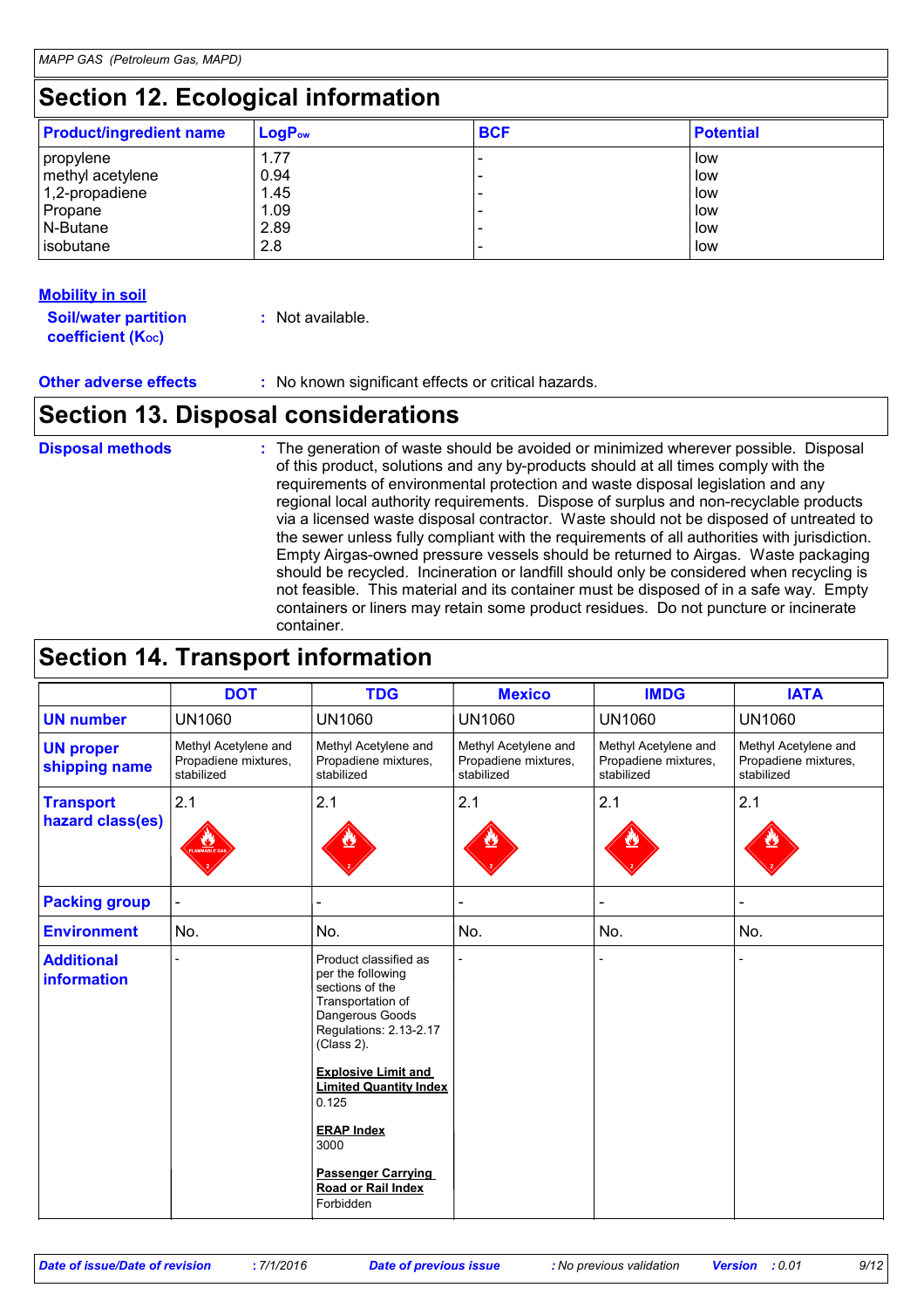## Section 12. Ecological information

| Product/ingredient name | $LogP_{ow}$ | BCF | Potential |
|---|---|---|---|
| propylene | 1.77 | - | low |
| methyl acetylene | 0.94 | - | low |
| 1,2-propadiene | 1.45 | - | low |
| Propane | 1.09 | - | low |
| N-Butane | 2.89 | - | low |
| isobutane | 2.8 | - | low |

**Mobility in soil**

**Soil/water partition coefficient ($K_{oc}$)** : Not available.

**Other adverse effects** : No known significant effects or critical hazards.

## Section 13. Disposal considerations

**Disposal methods** : The generation of waste should be avoided or minimized wherever possible. Disposal of this product, solutions and any by-products should at all times comply with the requirements of environmental protection and waste disposal legislation and any regional local authority requirements. Dispose of surplus and non-recyclable products via a licensed waste disposal contractor. Waste should not be disposed of untreated to the sewer unless fully compliant with the requirements of all authorities with jurisdiction. Empty Airgas-owned pressure vessels should be returned to Airgas. Waste packaging should be recycled. Incineration or landfill should only be considered when recycling is not feasible. This material and its container must be disposed of in a safe way. Empty containers or liners may retain some product residues. Do not puncture or incinerate container.

## Section 14. Transport information

| | DOT | TDG | Mexico | IMDG | IATA |
|---|---|---|---|---|---|
| **UN number** | UN1060 | UN1060 | UN1060 | UN1060 | UN1060 |
| **UN proper shipping name** | Methyl Acetylene and Propadiene mixtures, stabilized | Methyl Acetylene and Propadiene mixtures, stabilized | Methyl Acetylene and Propadiene mixtures, stabilized | Methyl Acetylene and Propadiene mixtures, stabilized | Methyl Acetylene and Propadiene mixtures, stabilized |
| **Transport hazard class(es)** | 2.1 | 2.1 | 2.1 | 2.1 | 2.1 |
| **Packing group** | - | - | - | - | - |
| **Environment** | No. | No. | No. | No. | No. |
| **Additional information** | - | Product classified as per the following sections of the Transportation of Dangerous Goods Regulations: 2.13-2.17 (Class 2).<br><br>**Explosive Limit and Limited Quantity Index**<br>0.125<br><br>**ERAP Index**<br>3000<br><br>**Passenger Carrying Road or Rail Index**<br>Forbidden | - | - | - |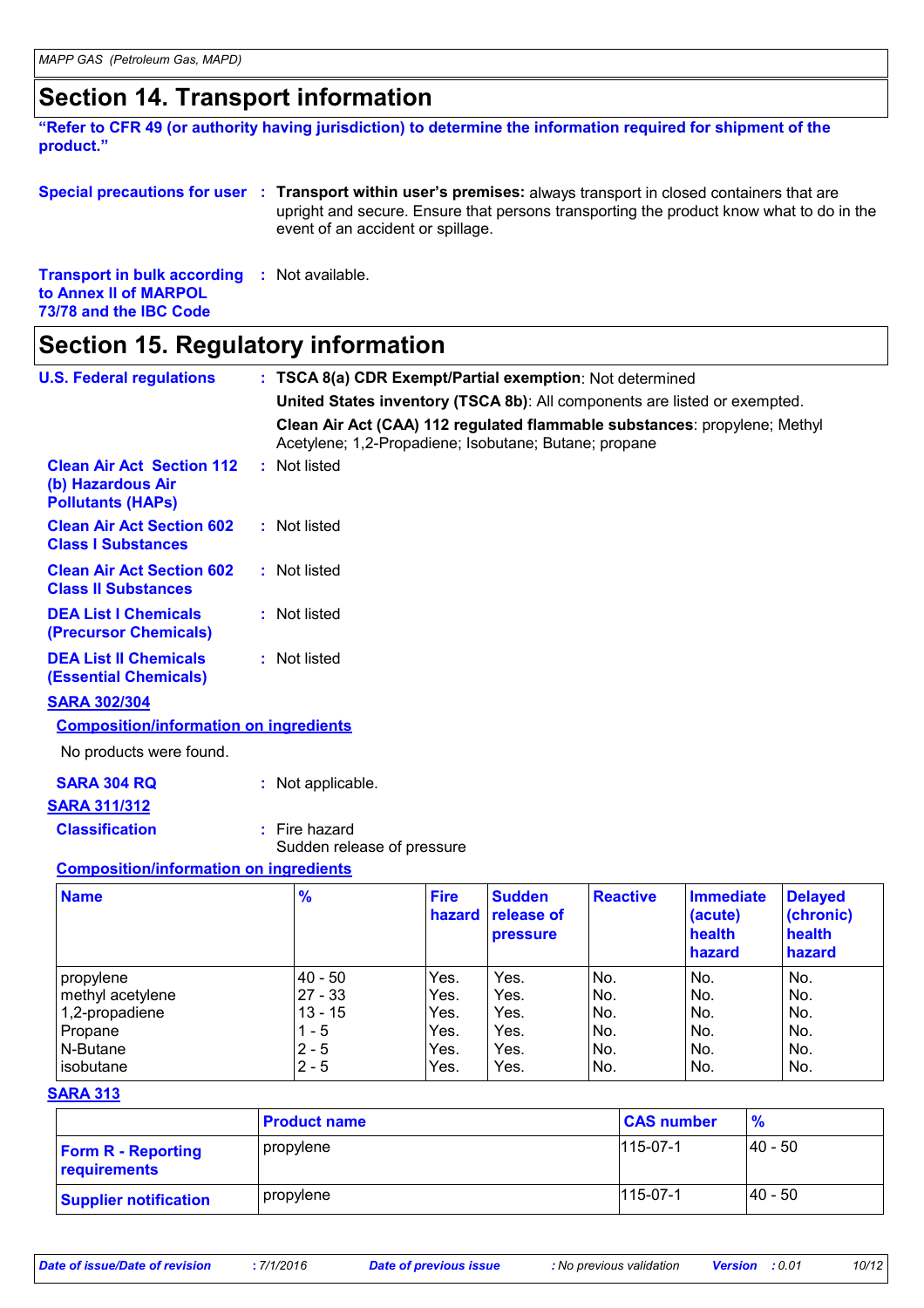# Section 14. Transport information

**"Refer to CFR 49 (or authority having jurisdiction) to determine the information required for shipment of the product."**

**Special precautions for user** : **Transport within user's premises:** always transport in closed containers that are upright and secure. Ensure that persons transporting the product know what to do in the event of an accident or spillage.

**Transport in bulk according to Annex II of MARPOL 73/78 and the IBC Code** : Not available.

# Section 15. Regulatory information

**U.S. Federal regulations** : **TSCA 8(a) CDR Exempt/Partial exemption**: Not determined

**United States inventory (TSCA 8b)**: All components are listed or exempted.

**Clean Air Act (CAA) 112 regulated flammable substances**: propylene; Methyl Acetylene; 1,2-Propadiene; Isobutane; Butane; propane

**Clean Air Act Section 112 (b) Hazardous Air Pollutants (HAPs)** : Not listed

**Clean Air Act Section 602 Class I Substances** : Not listed

**Clean Air Act Section 602 Class II Substances** : Not listed

**DEA List I Chemicals (Precursor Chemicals)** : Not listed

**DEA List II Chemicals (Essential Chemicals)** : Not listed

**SARA 302/304**

**Composition/information on ingredients**

No products were found.

**SARA 304 RQ** : Not applicable.

**SARA 311/312**

**Classification** : Fire hazard
Sudden release of pressure

**Composition/information on ingredients**

| Name | % | Fire hazard | Sudden release of pressure | Reactive | Immediate (acute) health hazard | Delayed (chronic) health hazard |
|---|---|---|---|---|---|---|
| propylene | 40 - 50 | Yes. | Yes. | No. | No. | No. |
| methyl acetylene | 27 - 33 | Yes. | Yes. | No. | No. | No. |
| 1,2-propadiene | 13 - 15 | Yes. | Yes. | No. | No. | No. |
| Propane | 1 - 5 | Yes. | Yes. | No. | No. | No. |
| N-Butane | 2 - 5 | Yes. | Yes. | No. | No. | No. |
| isobutane | 2 - 5 | Yes. | Yes. | No. | No. | No. |

**SARA 313**

| | Product name | CAS number | % |
|---|---|---|---|
| **Form R - Reporting requirements** | propylene | 115-07-1 | 40 - 50 |
| **Supplier notification** | propylene | 115-07-1 | 40 - 50 |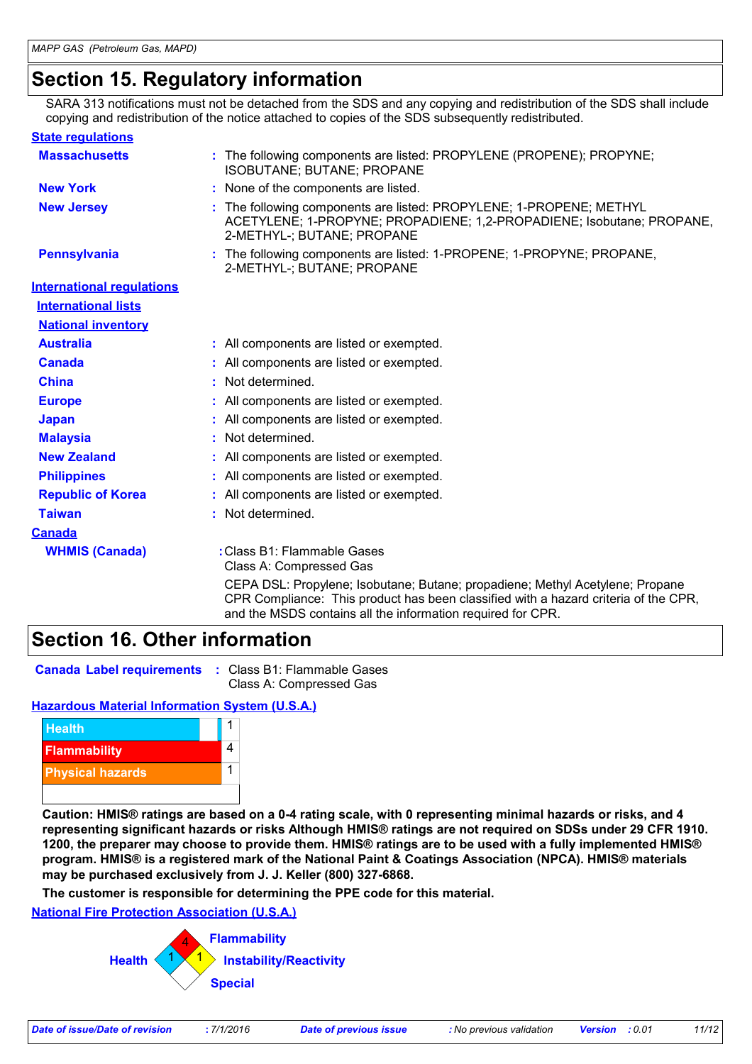# Section 15. Regulatory information

SARA 313 notifications must not be detached from the SDS and any copying and redistribution of the SDS shall include copying and redistribution of the notice attached to copies of the SDS subsequently redistributed.

**State regulations**

**Massachusetts** : The following components are listed: PROPYLENE (PROPENE); PROPYNE; ISOBUTANE; BUTANE; PROPANE

**New York** : None of the components are listed.

**New Jersey** : The following components are listed: PROPYLENE; 1-PROPENE; METHYL ACETYLENE; 1-PROPYNE; PROPADIENE; 1,2-PROPADIENE; Isobutane; PROPANE, 2-METHYL-; BUTANE; PROPANE

**Pennsylvania** : The following components are listed: 1-PROPENE; 1-PROPYNE; PROPANE, 2-METHYL-; BUTANE; PROPANE

**International regulations**

**International lists**

**National inventory**

**Australia** : All components are listed or exempted.

**Canada** : All components are listed or exempted.

**China** : Not determined.

**Europe** : All components are listed or exempted.

**Japan** : All components are listed or exempted.

**Malaysia** : Not determined.

**New Zealand** : All components are listed or exempted.

**Philippines** : All components are listed or exempted.

**Republic of Korea** : All components are listed or exempted.

**Taiwan** : Not determined.

**Canada**

**WHMIS (Canada)** : Class B1: Flammable Gases
Class A: Compressed Gas

CEPA DSL: Propylene; Isobutane; Butane; propadiene; Methyl Acetylene; Propane
CPR Compliance: This product has been classified with a hazard criteria of the CPR, and the MSDS contains all the information required for CPR.

# Section 16. Other information

**Canada Label requirements** : Class B1: Flammable Gases
Class A: Compressed Gas

**Hazardous Material Information System (U.S.A.)**

| | |
|---|---|
| Health | 1 |
| Flammability | 4 |
| Physical hazards | 1 |
| | |

**Caution: HMIS® ratings are based on a 0-4 rating scale, with 0 representing minimal hazards or risks, and 4 representing significant hazards or risks Although HMIS® ratings are not required on SDSs under 29 CFR 1910. 1200, the preparer may choose to provide them. HMIS® ratings are to be used with a fully implemented HMIS® program. HMIS® is a registered mark of the National Paint & Coatings Association (NPCA). HMIS® materials may be purchased exclusively from J. J. Keller (800) 327-6868.**

**The customer is responsible for determining the PPE code for this material.**

**National Fire Protection Association (U.S.A.)**

Health: 1
Flammability: 4
Instability/Reactivity: 1
Special:

Date of issue/Date of revision : 7/1/2016 Date of previous issue : No previous validation Version : 0.01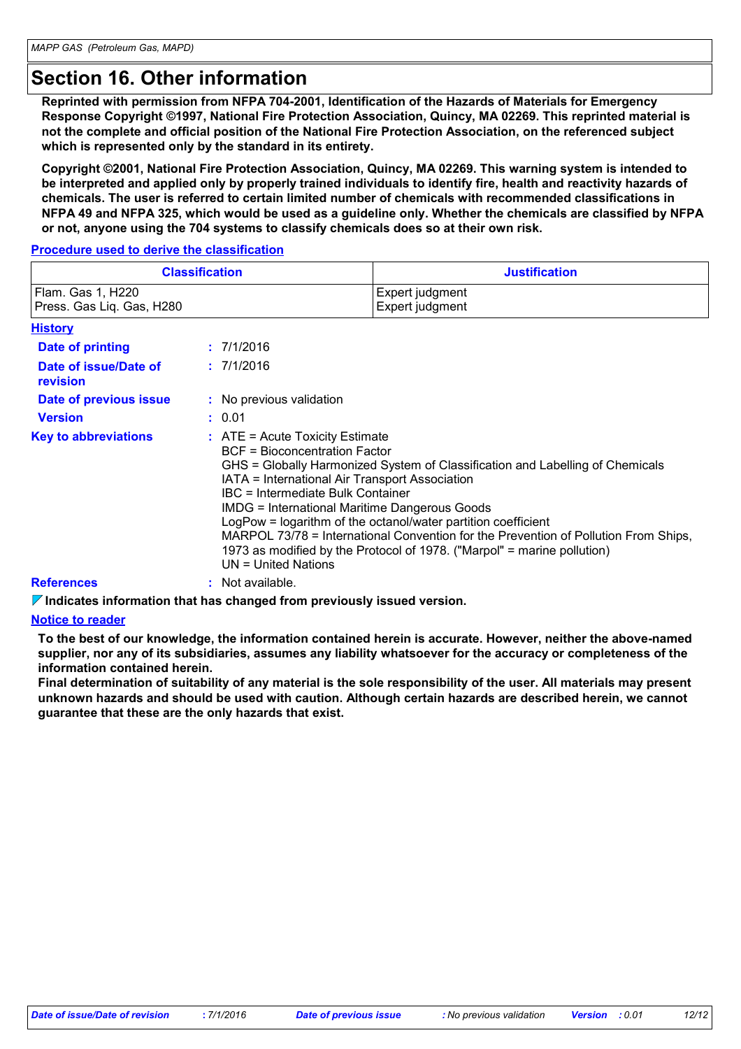## Section 16. Other information

**Reprinted with permission from NFPA 704-2001, Identification of the Hazards of Materials for Emergency Response Copyright ©1997, National Fire Protection Association, Quincy, MA 02269. This reprinted material is not the complete and official position of the National Fire Protection Association, on the referenced subject which is represented only by the standard in its entirety.**

**Copyright ©2001, National Fire Protection Association, Quincy, MA 02269. This warning system is intended to be interpreted and applied only by properly trained individuals to identify fire, health and reactivity hazards of chemicals. The user is referred to certain limited number of chemicals with recommended classifications in NFPA 49 and NFPA 325, which would be used as a guideline only. Whether the chemicals are classified by NFPA or not, anyone using the 704 systems to classify chemicals does so at their own risk.**

**Procedure used to derive the classification**

| Classification | Justification |
|---|---|
| Flam. Gas 1, H220<br>Press. Gas Liq. Gas, H280 | Expert judgment<br>Expert judgment |

**History**

**Date of printing** : 7/1/2016

**Date of issue/Date of revision** : 7/1/2016

**Date of previous issue** : No previous validation

**Version** : 0.01

**Key to abbreviations** :
ATE = Acute Toxicity Estimate
BCF = Bioconcentration Factor
GHS = Globally Harmonized System of Classification and Labelling of Chemicals
IATA = International Air Transport Association
IBC = Intermediate Bulk Container
IMDG = International Maritime Dangerous Goods
LogPow = logarithm of the octanol/water partition coefficient
MARPOL 73/78 = International Convention for the Prevention of Pollution From Ships, 1973 as modified by the Protocol of 1978. ("Marpol" = marine pollution)
UN = United Nations

**References** : Not available.

**Indicates information that has changed from previously issued version.**

**Notice to reader**

**To the best of our knowledge, the information contained herein is accurate. However, neither the above-named supplier, nor any of its subsidiaries, assumes any liability whatsoever for the accuracy or completeness of the information contained herein.**
**Final determination of suitability of any material is the sole responsibility of the user. All materials may present unknown hazards and should be used with caution. Although certain hazards are described herein, we cannot guarantee that these are the only hazards that exist.**